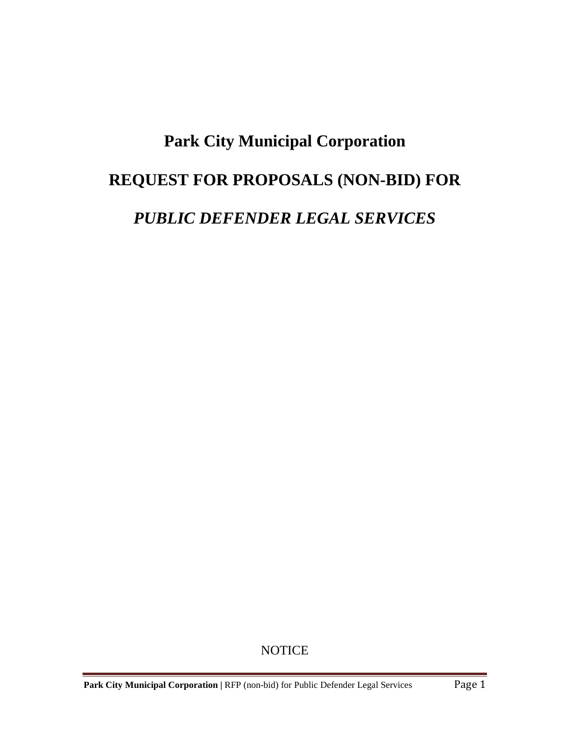# Park City Municipal Corporation

# REQUEST FOR PROPOSALS (NON-BID) FOR

# *PUBLIC DEFENDER LEGAL SERVICES*

NOTICE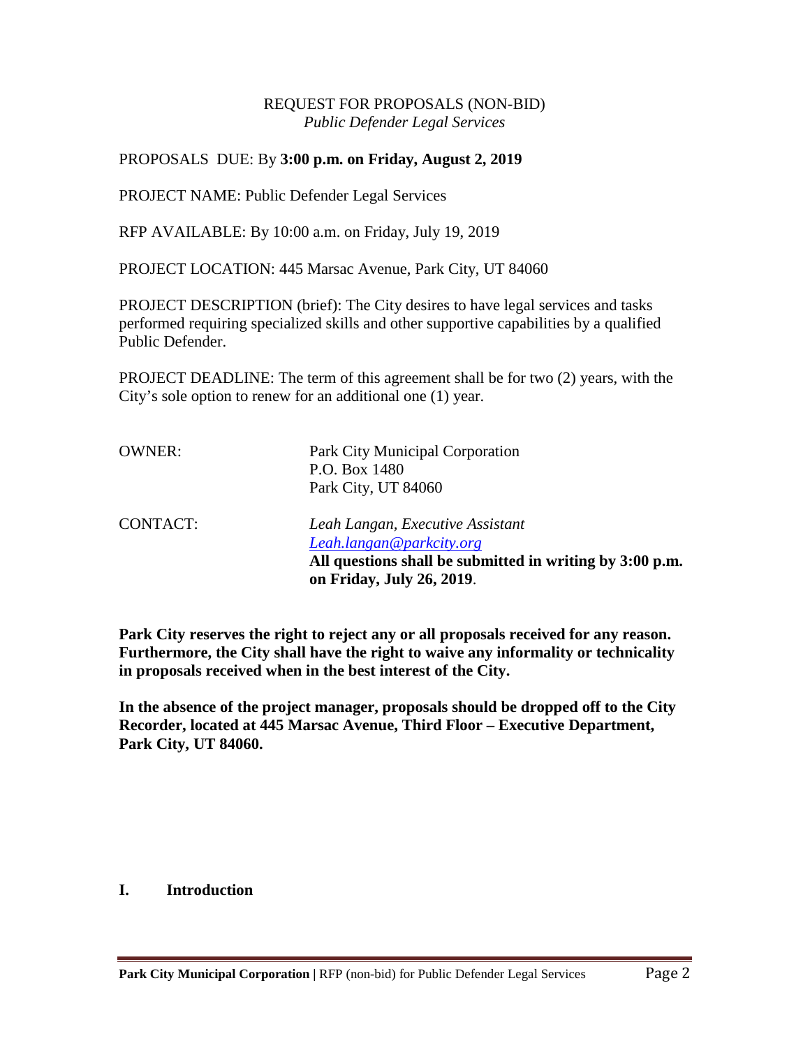REQUEST FOR PROPOSALS (NON-BID)
*Public Defender Legal Services*

PROPOSALS DUE: By **3:00 p.m. on Friday, August 2, 2019**

PROJECT NAME: Public Defender Legal Services

RFP AVAILABLE: By 10:00 a.m. on Friday, July 19, 2019

PROJECT LOCATION: 445 Marsac Avenue, Park City, UT 84060

PROJECT DESCRIPTION (brief): The City desires to have legal services and tasks performed requiring specialized skills and other supportive capabilities by a qualified Public Defender.

PROJECT DEADLINE: The term of this agreement shall be for two (2) years, with the City's sole option to renew for an additional one (1) year.

OWNER: Park City Municipal Corporation
P.O. Box 1480
Park City, UT 84060

CONTACT: *Leah Langan, Executive Assistant*
*Leah.langan@parkcity.org*
**All questions shall be submitted in writing by 3:00 p.m. on Friday, July 26, 2019**.

**Park City reserves the right to reject any or all proposals received for any reason. Furthermore, the City shall have the right to waive any informality or technicality in proposals received when in the best interest of the City.**

**In the absence of the project manager, proposals should be dropped off to the City Recorder, located at 445 Marsac Avenue, Third Floor – Executive Department, Park City, UT 84060.**

## I. Introduction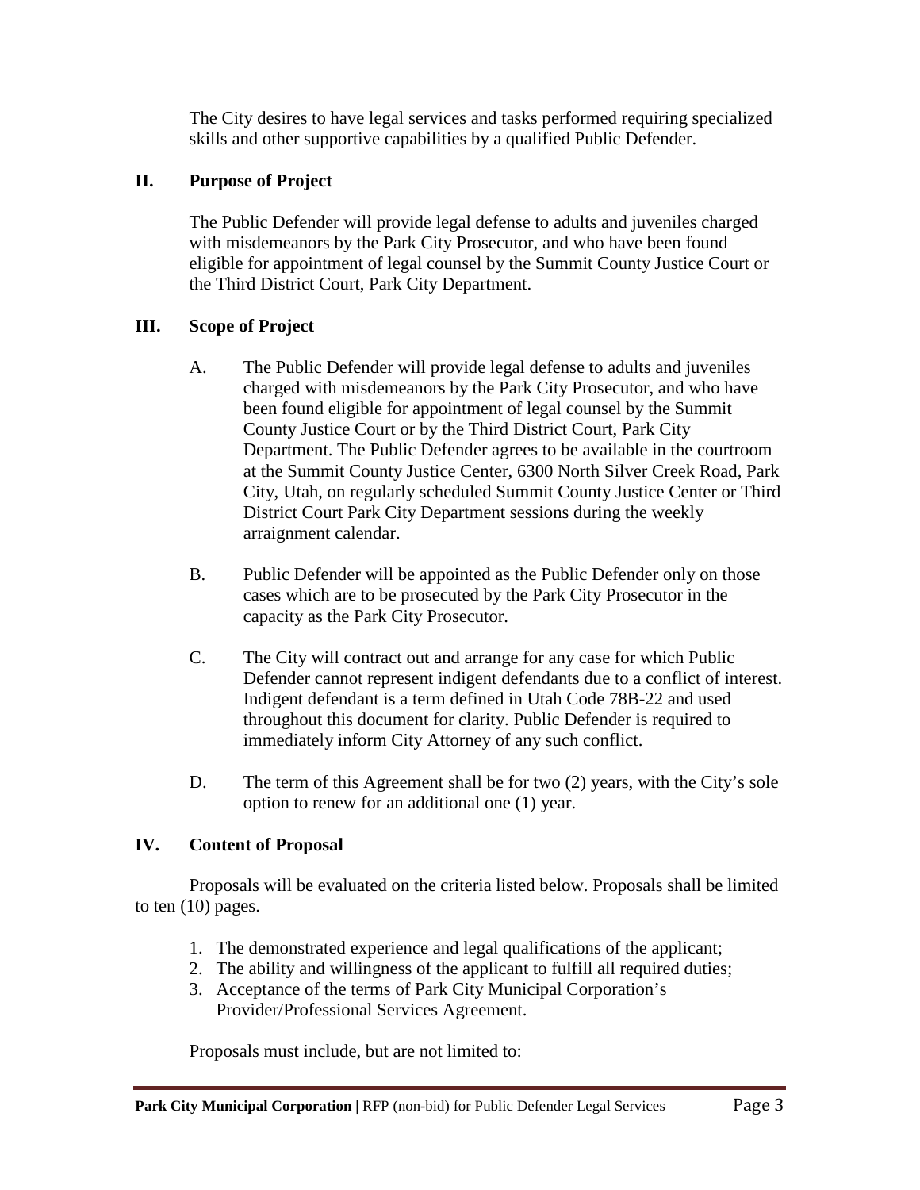The City desires to have legal services and tasks performed requiring specialized skills and other supportive capabilities by a qualified Public Defender.

## II. Purpose of Project

The Public Defender will provide legal defense to adults and juveniles charged with misdemeanors by the Park City Prosecutor, and who have been found eligible for appointment of legal counsel by the Summit County Justice Court or the Third District Court, Park City Department.

## III. Scope of Project

A. The Public Defender will provide legal defense to adults and juveniles charged with misdemeanors by the Park City Prosecutor, and who have been found eligible for appointment of legal counsel by the Summit County Justice Court or by the Third District Court, Park City Department. The Public Defender agrees to be available in the courtroom at the Summit County Justice Center, 6300 North Silver Creek Road, Park City, Utah, on regularly scheduled Summit County Justice Center or Third District Court Park City Department sessions during the weekly arraignment calendar.

B. Public Defender will be appointed as the Public Defender only on those cases which are to be prosecuted by the Park City Prosecutor in the capacity as the Park City Prosecutor.

C. The City will contract out and arrange for any case for which Public Defender cannot represent indigent defendants due to a conflict of interest. Indigent defendant is a term defined in Utah Code 78B-22 and used throughout this document for clarity. Public Defender is required to immediately inform City Attorney of any such conflict.

D. The term of this Agreement shall be for two (2) years, with the City's sole option to renew for an additional one (1) year.

## IV. Content of Proposal

Proposals will be evaluated on the criteria listed below. Proposals shall be limited to ten (10) pages.

1. The demonstrated experience and legal qualifications of the applicant;
2. The ability and willingness of the applicant to fulfill all required duties;
3. Acceptance of the terms of Park City Municipal Corporation's Provider/Professional Services Agreement.

Proposals must include, but are not limited to: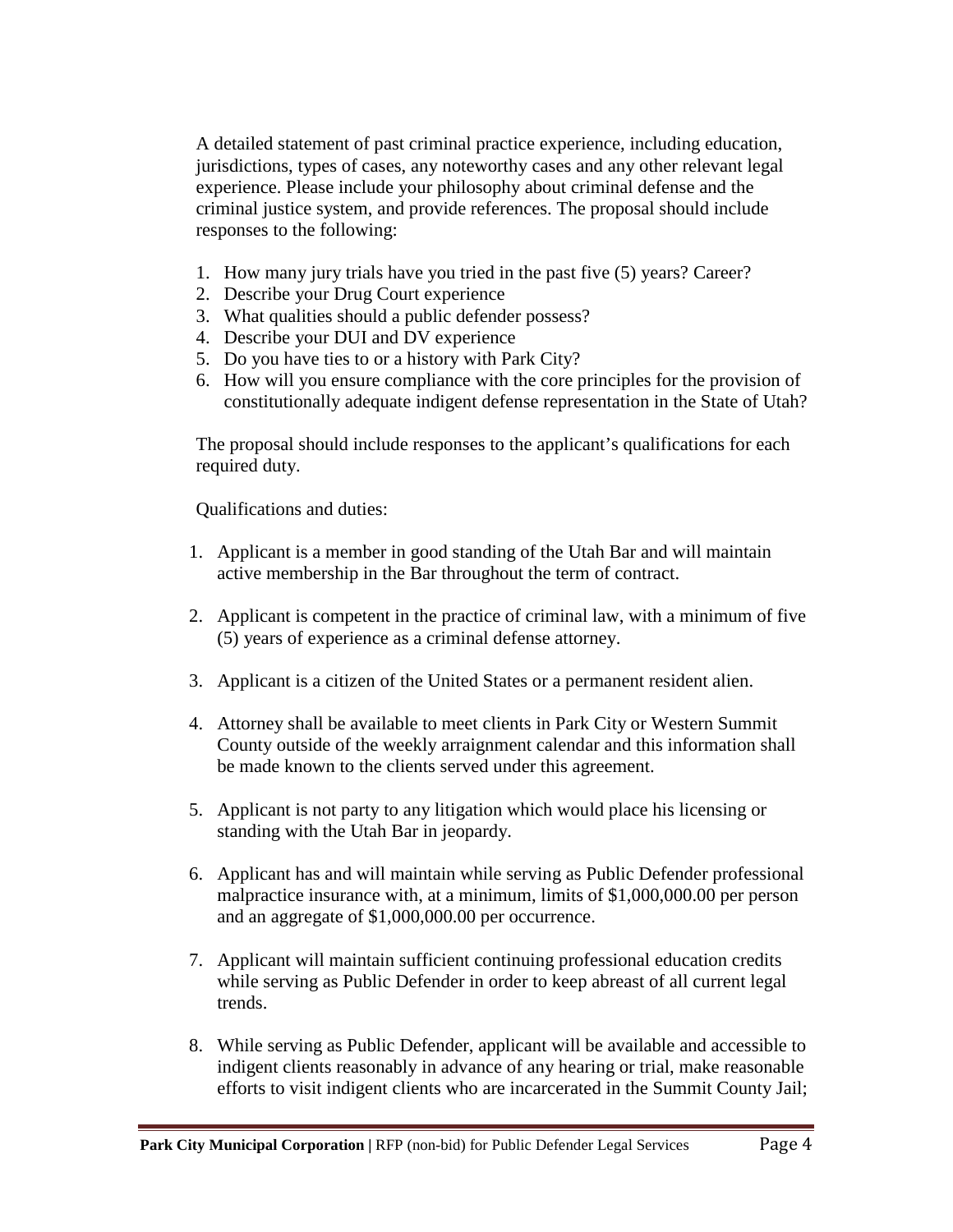A detailed statement of past criminal practice experience, including education, jurisdictions, types of cases, any noteworthy cases and any other relevant legal experience. Please include your philosophy about criminal defense and the criminal justice system, and provide references. The proposal should include responses to the following:

1. How many jury trials have you tried in the past five (5) years? Career?
2. Describe your Drug Court experience
3. What qualities should a public defender possess?
4. Describe your DUI and DV experience
5. Do you have ties to or a history with Park City?
6. How will you ensure compliance with the core principles for the provision of constitutionally adequate indigent defense representation in the State of Utah?

The proposal should include responses to the applicant's qualifications for each required duty.

Qualifications and duties:

1. Applicant is a member in good standing of the Utah Bar and will maintain active membership in the Bar throughout the term of contract.

2. Applicant is competent in the practice of criminal law, with a minimum of five (5) years of experience as a criminal defense attorney.

3. Applicant is a citizen of the United States or a permanent resident alien.

4. Attorney shall be available to meet clients in Park City or Western Summit County outside of the weekly arraignment calendar and this information shall be made known to the clients served under this agreement.

5. Applicant is not party to any litigation which would place his licensing or standing with the Utah Bar in jeopardy.

6. Applicant has and will maintain while serving as Public Defender professional malpractice insurance with, at a minimum, limits of $1,000,000.00 per person and an aggregate of $1,000,000.00 per occurrence.

7. Applicant will maintain sufficient continuing professional education credits while serving as Public Defender in order to keep abreast of all current legal trends.

8. While serving as Public Defender, applicant will be available and accessible to indigent clients reasonably in advance of any hearing or trial, make reasonable efforts to visit indigent clients who are incarcerated in the Summit County Jail;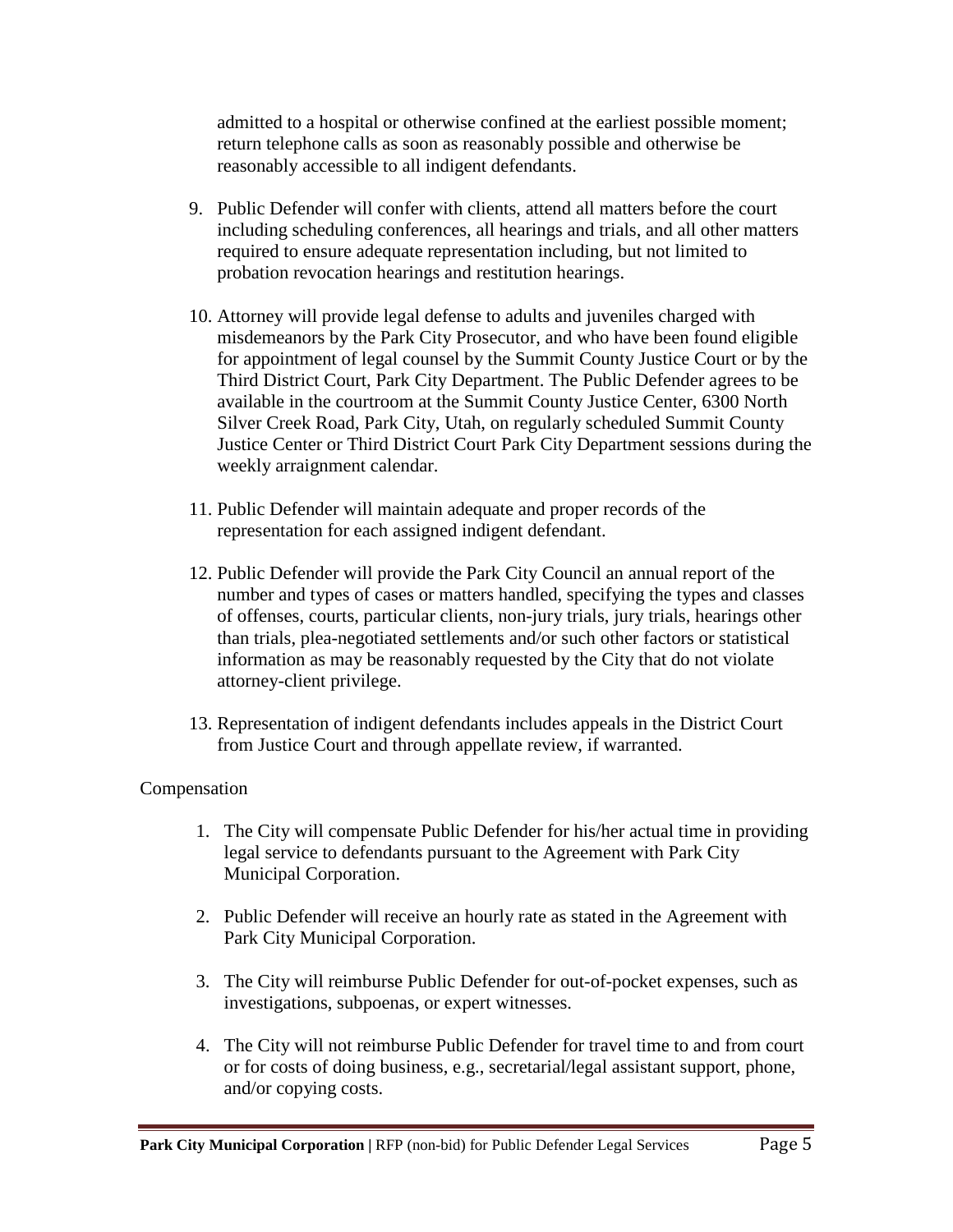admitted to a hospital or otherwise confined at the earliest possible moment; return telephone calls as soon as reasonably possible and otherwise be reasonably accessible to all indigent defendants.

9. Public Defender will confer with clients, attend all matters before the court including scheduling conferences, all hearings and trials, and all other matters required to ensure adequate representation including, but not limited to probation revocation hearings and restitution hearings.

10. Attorney will provide legal defense to adults and juveniles charged with misdemeanors by the Park City Prosecutor, and who have been found eligible for appointment of legal counsel by the Summit County Justice Court or by the Third District Court, Park City Department. The Public Defender agrees to be available in the courtroom at the Summit County Justice Center, 6300 North Silver Creek Road, Park City, Utah, on regularly scheduled Summit County Justice Center or Third District Court Park City Department sessions during the weekly arraignment calendar.

11. Public Defender will maintain adequate and proper records of the representation for each assigned indigent defendant.

12. Public Defender will provide the Park City Council an annual report of the number and types of cases or matters handled, specifying the types and classes of offenses, courts, particular clients, non-jury trials, jury trials, hearings other than trials, plea-negotiated settlements and/or such other factors or statistical information as may be reasonably requested by the City that do not violate attorney-client privilege.

13. Representation of indigent defendants includes appeals in the District Court from Justice Court and through appellate review, if warranted.

Compensation

1. The City will compensate Public Defender for his/her actual time in providing legal service to defendants pursuant to the Agreement with Park City Municipal Corporation.

2. Public Defender will receive an hourly rate as stated in the Agreement with Park City Municipal Corporation.

3. The City will reimburse Public Defender for out-of-pocket expenses, such as investigations, subpoenas, or expert witnesses.

4. The City will not reimburse Public Defender for travel time to and from court or for costs of doing business, e.g., secretarial/legal assistant support, phone, and/or copying costs.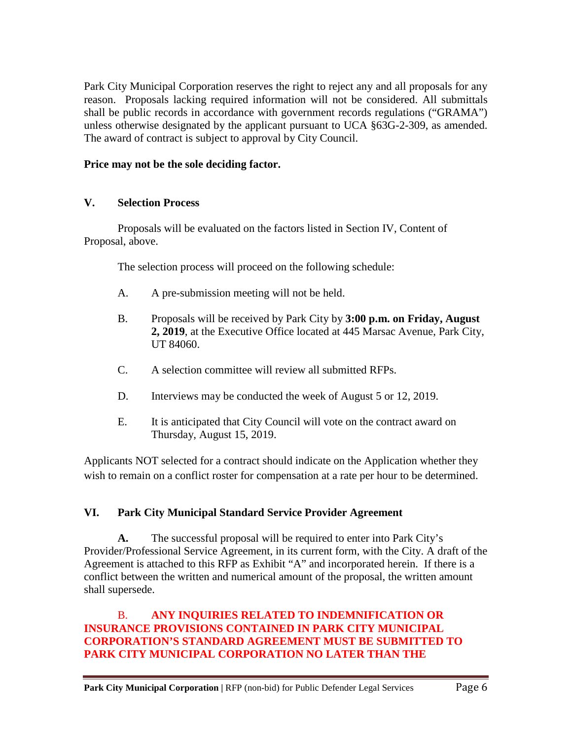Park City Municipal Corporation reserves the right to reject any and all proposals for any reason. Proposals lacking required information will not be considered. All submittals shall be public records in accordance with government records regulations ("GRAMA") unless otherwise designated by the applicant pursuant to UCA §63G-2-309, as amended. The award of contract is subject to approval by City Council.

**Price may not be the sole deciding factor.**

## V. Selection Process

Proposals will be evaluated on the factors listed in Section IV, Content of Proposal, above.

The selection process will proceed on the following schedule:

A. A pre-submission meeting will not be held.

B. Proposals will be received by Park City by **3:00 p.m. on Friday, August 2, 2019**, at the Executive Office located at 445 Marsac Avenue, Park City, UT 84060.

C. A selection committee will review all submitted RFPs.

D. Interviews may be conducted the week of August 5 or 12, 2019.

E. It is anticipated that City Council will vote on the contract award on Thursday, August 15, 2019.

Applicants NOT selected for a contract should indicate on the Application whether they wish to remain on a conflict roster for compensation at a rate per hour to be determined.

## VI. Park City Municipal Standard Service Provider Agreement

**A.** The successful proposal will be required to enter into Park City's Provider/Professional Service Agreement, in its current form, with the City. A draft of the Agreement is attached to this RFP as Exhibit "A" and incorporated herein. If there is a conflict between the written and numerical amount of the proposal, the written amount shall supersede.

B. **ANY INQUIRIES RELATED TO INDEMNIFICATION OR INSURANCE PROVISIONS CONTAINED IN PARK CITY MUNICIPAL CORPORATION'S STANDARD AGREEMENT MUST BE SUBMITTED TO PARK CITY MUNICIPAL CORPORATION NO LATER THAN THE**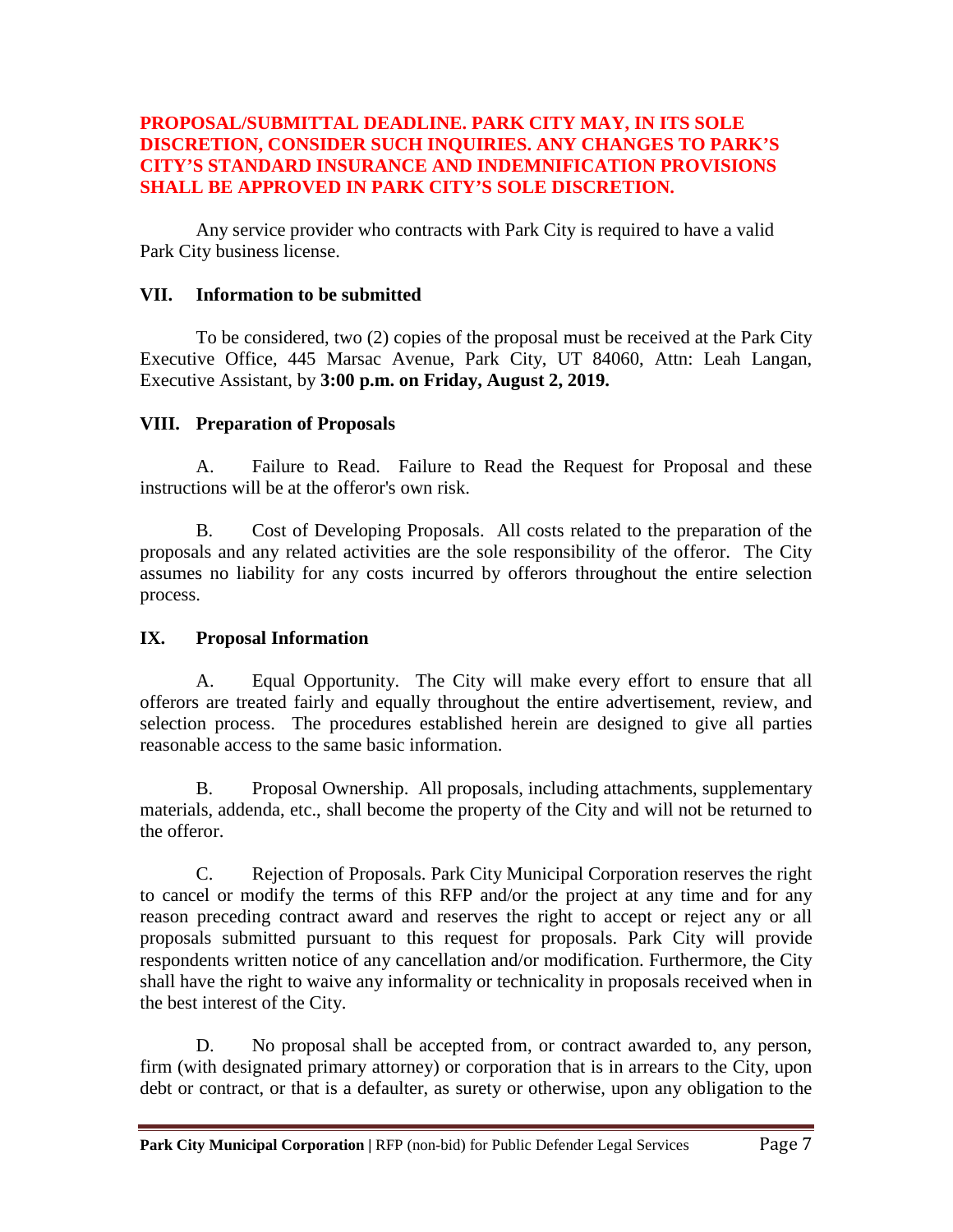**PROPOSAL/SUBMITTAL DEADLINE. PARK CITY MAY, IN ITS SOLE DISCRETION, CONSIDER SUCH INQUIRIES. ANY CHANGES TO PARK'S CITY'S STANDARD INSURANCE AND INDEMNIFICATION PROVISIONS SHALL BE APPROVED IN PARK CITY'S SOLE DISCRETION.**

Any service provider who contracts with Park City is required to have a valid Park City business license.

## VII. Information to be submitted

To be considered, two (2) copies of the proposal must be received at the Park City Executive Office, 445 Marsac Avenue, Park City, UT 84060, Attn: Leah Langan, Executive Assistant, by **3:00 p.m. on Friday, August 2, 2019.**

## VIII. Preparation of Proposals

A. Failure to Read. Failure to Read the Request for Proposal and these instructions will be at the offeror's own risk.

B. Cost of Developing Proposals. All costs related to the preparation of the proposals and any related activities are the sole responsibility of the offeror. The City assumes no liability for any costs incurred by offerors throughout the entire selection process.

## IX. Proposal Information

A. Equal Opportunity. The City will make every effort to ensure that all offerors are treated fairly and equally throughout the entire advertisement, review, and selection process. The procedures established herein are designed to give all parties reasonable access to the same basic information.

B. Proposal Ownership. All proposals, including attachments, supplementary materials, addenda, etc., shall become the property of the City and will not be returned to the offeror.

C. Rejection of Proposals. Park City Municipal Corporation reserves the right to cancel or modify the terms of this RFP and/or the project at any time and for any reason preceding contract award and reserves the right to accept or reject any or all proposals submitted pursuant to this request for proposals. Park City will provide respondents written notice of any cancellation and/or modification. Furthermore, the City shall have the right to waive any informality or technicality in proposals received when in the best interest of the City.

D. No proposal shall be accepted from, or contract awarded to, any person, firm (with designated primary attorney) or corporation that is in arrears to the City, upon debt or contract, or that is a defaulter, as surety or otherwise, upon any obligation to the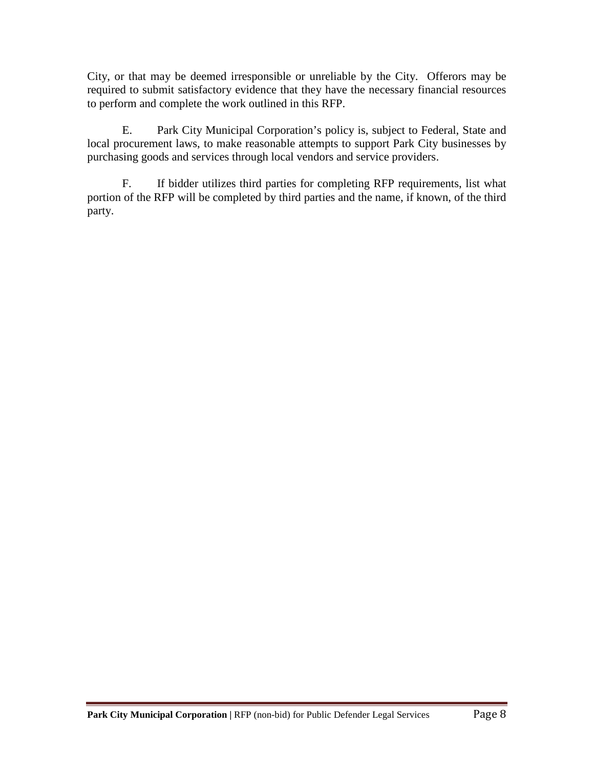City, or that may be deemed irresponsible or unreliable by the City. Offerors may be required to submit satisfactory evidence that they have the necessary financial resources to perform and complete the work outlined in this RFP.

E. Park City Municipal Corporation's policy is, subject to Federal, State and local procurement laws, to make reasonable attempts to support Park City businesses by purchasing goods and services through local vendors and service providers.

F. If bidder utilizes third parties for completing RFP requirements, list what portion of the RFP will be completed by third parties and the name, if known, of the third party.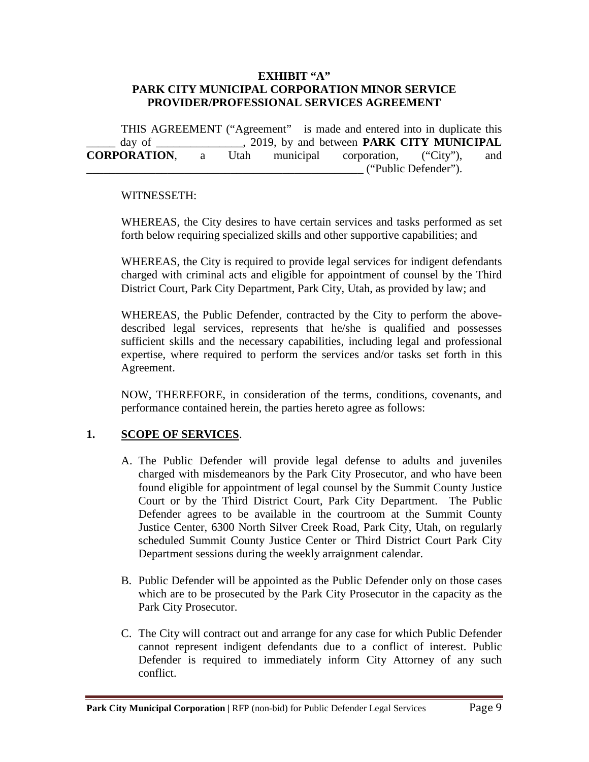**EXHIBIT "A"**
**PARK CITY MUNICIPAL CORPORATION MINOR SERVICE PROVIDER/PROFESSIONAL SERVICES AGREEMENT**

THIS AGREEMENT ("Agreement" is made and entered into in duplicate this _____ day of _______________, 2019, by and between **PARK CITY MUNICIPAL CORPORATION**, a Utah municipal corporation, ("City"), and __________________________________________________ ("Public Defender").

WITNESSETH:

WHEREAS, the City desires to have certain services and tasks performed as set forth below requiring specialized skills and other supportive capabilities; and

WHEREAS, the City is required to provide legal services for indigent defendants charged with criminal acts and eligible for appointment of counsel by the Third District Court, Park City Department, Park City, Utah, as provided by law; and

WHEREAS, the Public Defender, contracted by the City to perform the above-described legal services, represents that he/she is qualified and possesses sufficient skills and the necessary capabilities, including legal and professional expertise, where required to perform the services and/or tasks set forth in this Agreement.

NOW, THEREFORE, in consideration of the terms, conditions, covenants, and performance contained herein, the parties hereto agree as follows:

**1. SCOPE OF SERVICES.**

A. The Public Defender will provide legal defense to adults and juveniles charged with misdemeanors by the Park City Prosecutor, and who have been found eligible for appointment of legal counsel by the Summit County Justice Court or by the Third District Court, Park City Department. The Public Defender agrees to be available in the courtroom at the Summit County Justice Center, 6300 North Silver Creek Road, Park City, Utah, on regularly scheduled Summit County Justice Center or Third District Court Park City Department sessions during the weekly arraignment calendar.

B. Public Defender will be appointed as the Public Defender only on those cases which are to be prosecuted by the Park City Prosecutor in the capacity as the Park City Prosecutor.

C. The City will contract out and arrange for any case for which Public Defender cannot represent indigent defendants due to a conflict of interest. Public Defender is required to immediately inform City Attorney of any such conflict.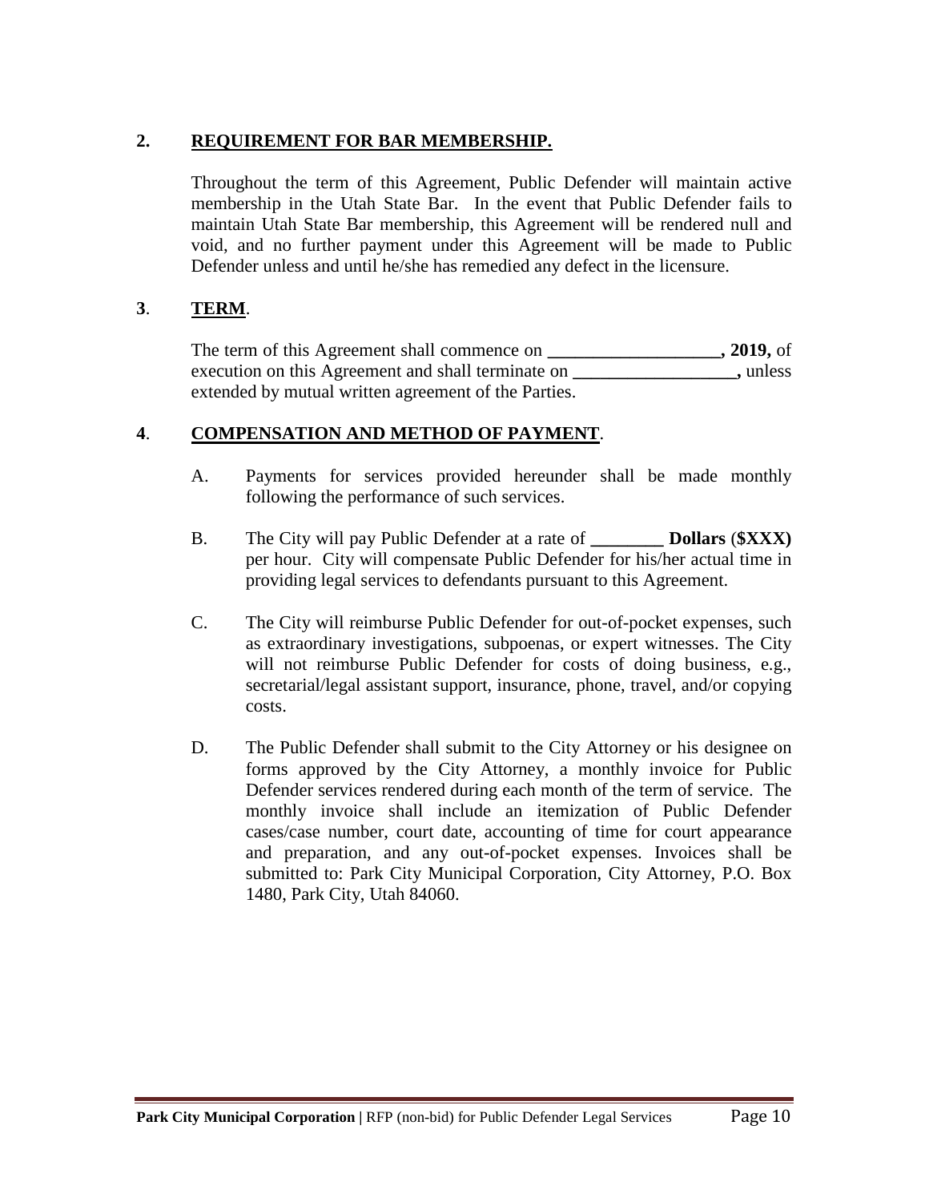**2. <u>REQUIREMENT FOR BAR MEMBERSHIP.</u>**

Throughout the term of this Agreement, Public Defender will maintain active membership in the Utah State Bar. In the event that Public Defender fails to maintain Utah State Bar membership, this Agreement will be rendered null and void, and no further payment under this Agreement will be made to Public Defender unless and until he/she has remedied any defect in the licensure.

**3. <u>TERM</u>.**

The term of this Agreement shall commence on **___________________, 2019,** of execution on this Agreement and shall terminate on **__________________,** unless extended by mutual written agreement of the Parties.

**4. <u>COMPENSATION AND METHOD OF PAYMENT</u>.**

A. Payments for services provided hereunder shall be made monthly following the performance of such services.

B. The City will pay Public Defender at a rate of **________ Dollars** (**$XXX)** per hour. City will compensate Public Defender for his/her actual time in providing legal services to defendants pursuant to this Agreement.

C. The City will reimburse Public Defender for out-of-pocket expenses, such as extraordinary investigations, subpoenas, or expert witnesses. The City will not reimburse Public Defender for costs of doing business, e.g., secretarial/legal assistant support, insurance, phone, travel, and/or copying costs.

D. The Public Defender shall submit to the City Attorney or his designee on forms approved by the City Attorney, a monthly invoice for Public Defender services rendered during each month of the term of service. The monthly invoice shall include an itemization of Public Defender cases/case number, court date, accounting of time for court appearance and preparation, and any out-of-pocket expenses. Invoices shall be submitted to: Park City Municipal Corporation, City Attorney, P.O. Box 1480, Park City, Utah 84060.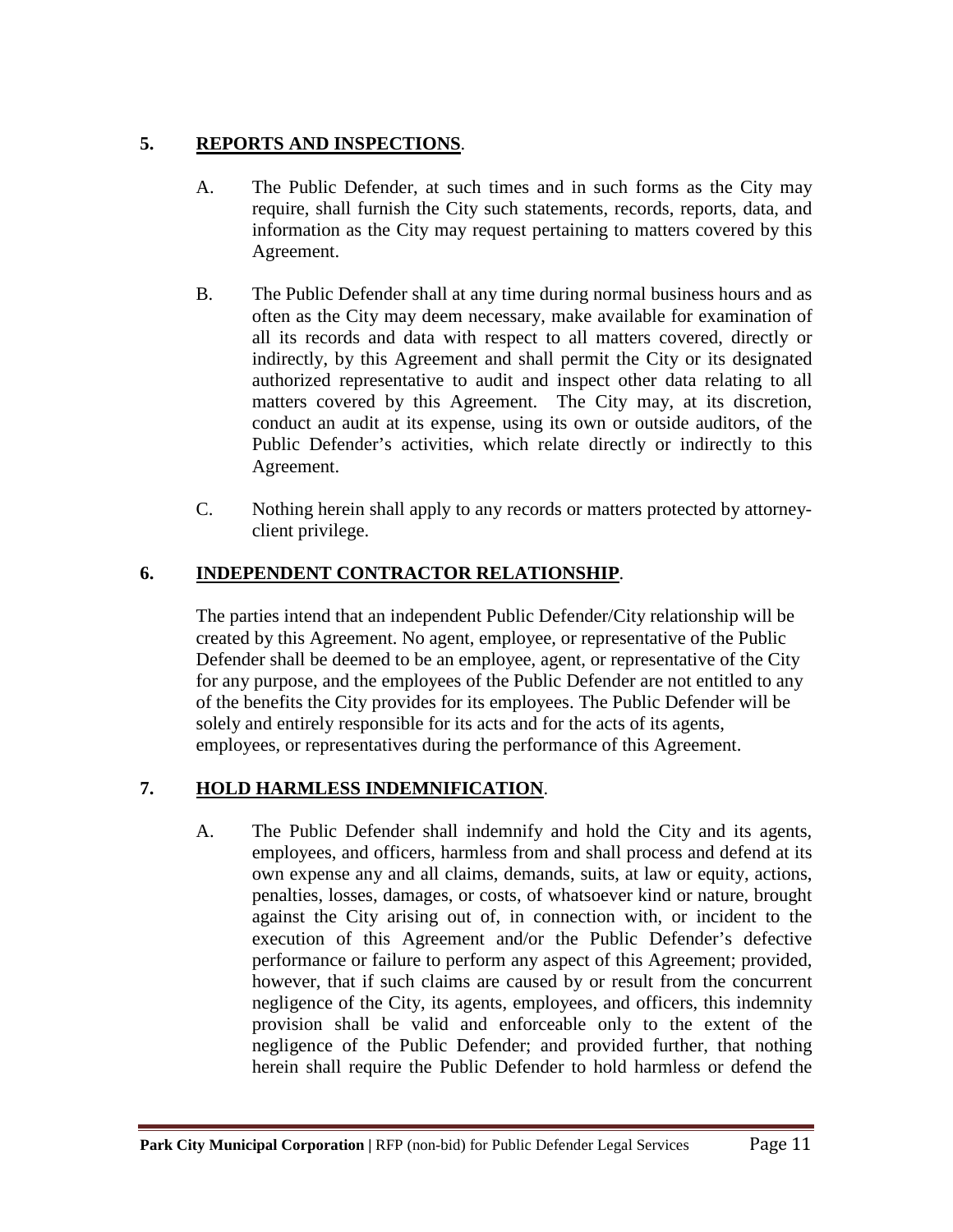## 5. **REPORTS AND INSPECTIONS**.

A. The Public Defender, at such times and in such forms as the City may require, shall furnish the City such statements, records, reports, data, and information as the City may request pertaining to matters covered by this Agreement.

B. The Public Defender shall at any time during normal business hours and as often as the City may deem necessary, make available for examination of all its records and data with respect to all matters covered, directly or indirectly, by this Agreement and shall permit the City or its designated authorized representative to audit and inspect other data relating to all matters covered by this Agreement. The City may, at its discretion, conduct an audit at its expense, using its own or outside auditors, of the Public Defender's activities, which relate directly or indirectly to this Agreement.

C. Nothing herein shall apply to any records or matters protected by attorney-client privilege.

## 6. **INDEPENDENT CONTRACTOR RELATIONSHIP**.

The parties intend that an independent Public Defender/City relationship will be created by this Agreement. No agent, employee, or representative of the Public Defender shall be deemed to be an employee, agent, or representative of the City for any purpose, and the employees of the Public Defender are not entitled to any of the benefits the City provides for its employees. The Public Defender will be solely and entirely responsible for its acts and for the acts of its agents, employees, or representatives during the performance of this Agreement.

## 7. **HOLD HARMLESS INDEMNIFICATION**.

A. The Public Defender shall indemnify and hold the City and its agents, employees, and officers, harmless from and shall process and defend at its own expense any and all claims, demands, suits, at law or equity, actions, penalties, losses, damages, or costs, of whatsoever kind or nature, brought against the City arising out of, in connection with, or incident to the execution of this Agreement and/or the Public Defender's defective performance or failure to perform any aspect of this Agreement; provided, however, that if such claims are caused by or result from the concurrent negligence of the City, its agents, employees, and officers, this indemnity provision shall be valid and enforceable only to the extent of the negligence of the Public Defender; and provided further, that nothing herein shall require the Public Defender to hold harmless or defend the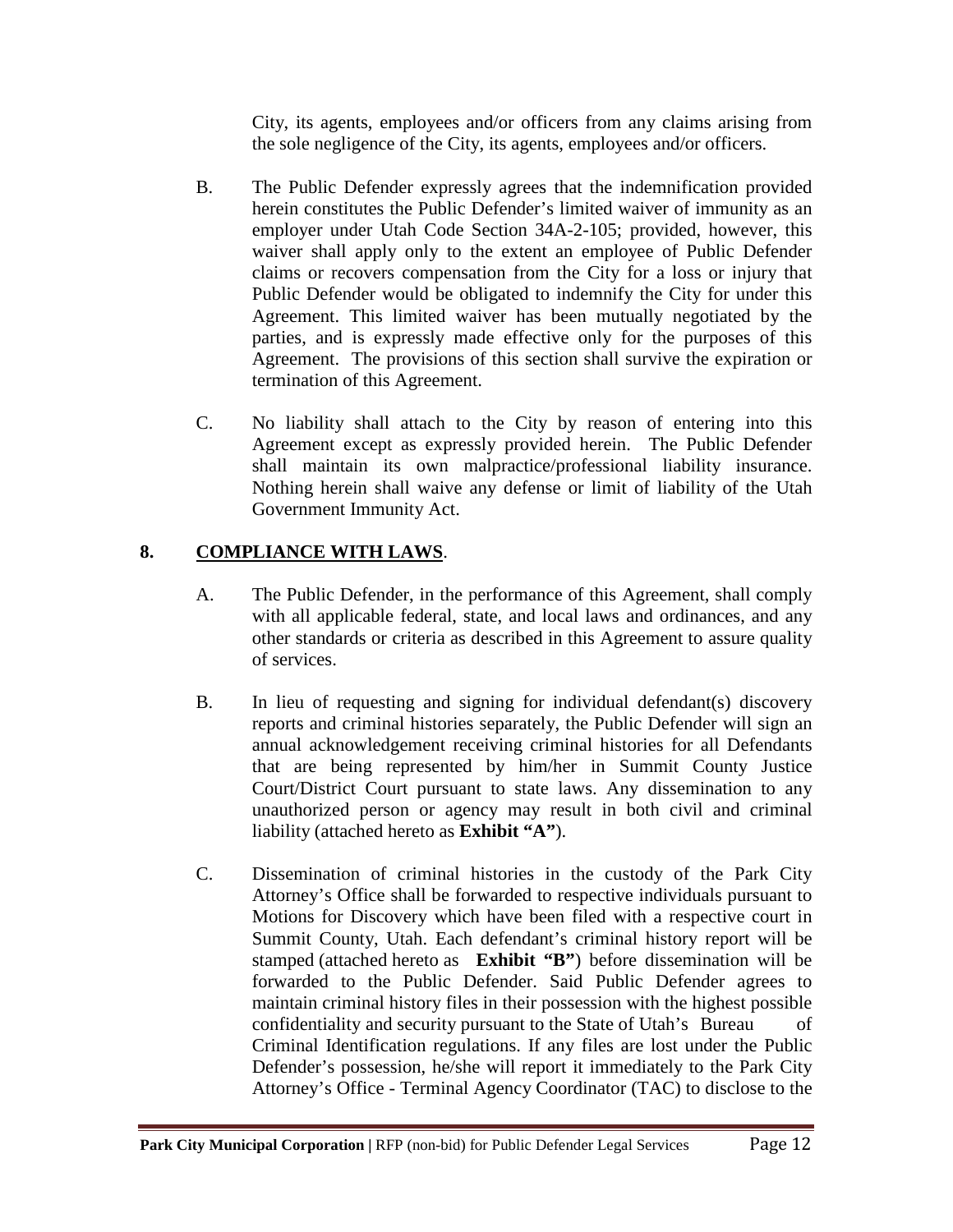City, its agents, employees and/or officers from any claims arising from the sole negligence of the City, its agents, employees and/or officers.

B. The Public Defender expressly agrees that the indemnification provided herein constitutes the Public Defender's limited waiver of immunity as an employer under Utah Code Section 34A-2-105; provided, however, this waiver shall apply only to the extent an employee of Public Defender claims or recovers compensation from the City for a loss or injury that Public Defender would be obligated to indemnify the City for under this Agreement. This limited waiver has been mutually negotiated by the parties, and is expressly made effective only for the purposes of this Agreement. The provisions of this section shall survive the expiration or termination of this Agreement.

C. No liability shall attach to the City by reason of entering into this Agreement except as expressly provided herein. The Public Defender shall maintain its own malpractice/professional liability insurance. Nothing herein shall waive any defense or limit of liability of the Utah Government Immunity Act.

## 8. COMPLIANCE WITH LAWS.

A. The Public Defender, in the performance of this Agreement, shall comply with all applicable federal, state, and local laws and ordinances, and any other standards or criteria as described in this Agreement to assure quality of services.

B. In lieu of requesting and signing for individual defendant(s) discovery reports and criminal histories separately, the Public Defender will sign an annual acknowledgement receiving criminal histories for all Defendants that are being represented by him/her in Summit County Justice Court/District Court pursuant to state laws. Any dissemination to any unauthorized person or agency may result in both civil and criminal liability (attached hereto as **Exhibit "A"**).

C. Dissemination of criminal histories in the custody of the Park City Attorney's Office shall be forwarded to respective individuals pursuant to Motions for Discovery which have been filed with a respective court in Summit County, Utah. Each defendant's criminal history report will be stamped (attached hereto as **Exhibit "B"**) before dissemination will be forwarded to the Public Defender. Said Public Defender agrees to maintain criminal history files in their possession with the highest possible confidentiality and security pursuant to the State of Utah's Bureau of Criminal Identification regulations. If any files are lost under the Public Defender's possession, he/she will report it immediately to the Park City Attorney's Office - Terminal Agency Coordinator (TAC) to disclose to the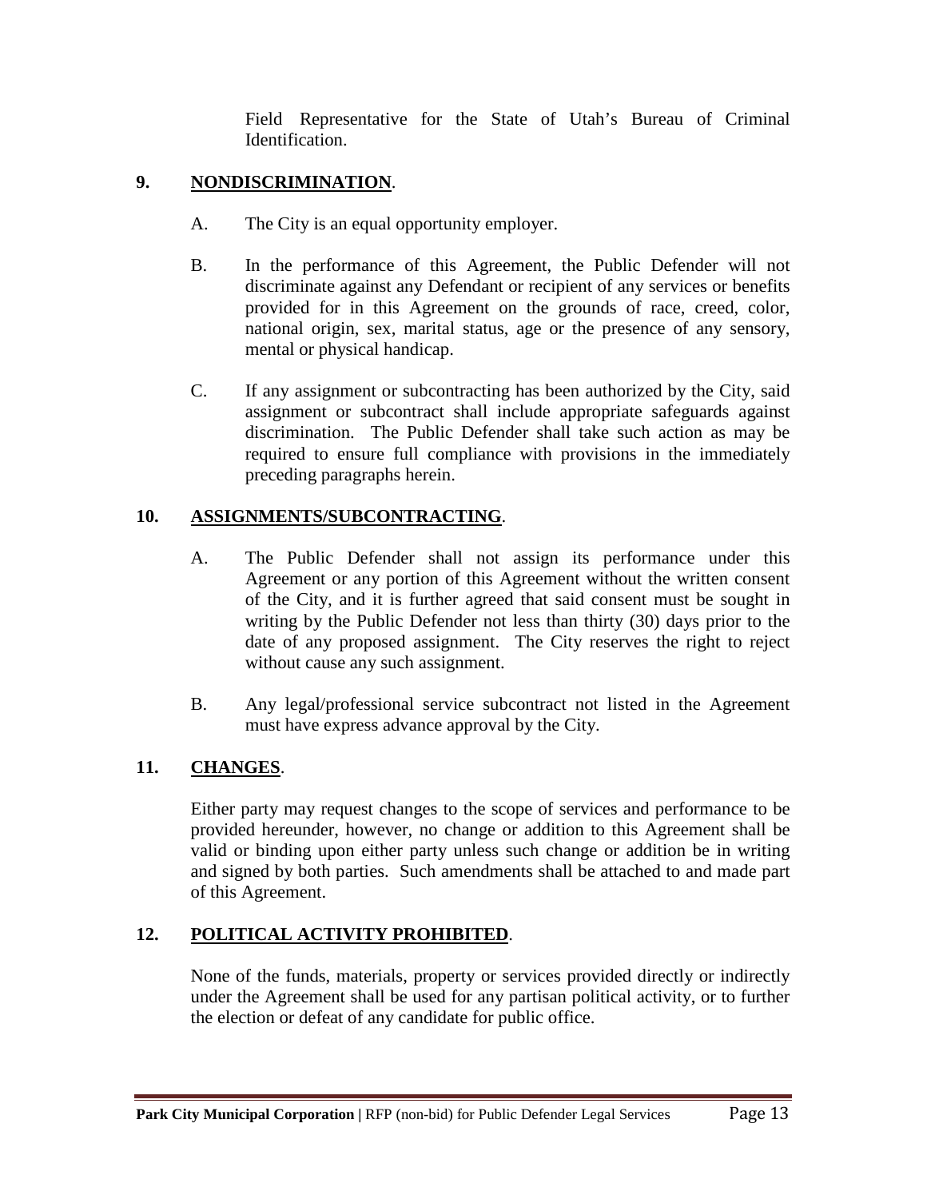Field Representative for the State of Utah's Bureau of Criminal Identification.

**9. <u>NONDISCRIMINATION</u>.**

A. The City is an equal opportunity employer.

B. In the performance of this Agreement, the Public Defender will not discriminate against any Defendant or recipient of any services or benefits provided for in this Agreement on the grounds of race, creed, color, national origin, sex, marital status, age or the presence of any sensory, mental or physical handicap.

C. If any assignment or subcontracting has been authorized by the City, said assignment or subcontract shall include appropriate safeguards against discrimination. The Public Defender shall take such action as may be required to ensure full compliance with provisions in the immediately preceding paragraphs herein.

**10. <u>ASSIGNMENTS/SUBCONTRACTING</u>.**

A. The Public Defender shall not assign its performance under this Agreement or any portion of this Agreement without the written consent of the City, and it is further agreed that said consent must be sought in writing by the Public Defender not less than thirty (30) days prior to the date of any proposed assignment. The City reserves the right to reject without cause any such assignment.

B. Any legal/professional service subcontract not listed in the Agreement must have express advance approval by the City.

**11. <u>CHANGES</u>.**

Either party may request changes to the scope of services and performance to be provided hereunder, however, no change or addition to this Agreement shall be valid or binding upon either party unless such change or addition be in writing and signed by both parties. Such amendments shall be attached to and made part of this Agreement.

**12. <u>POLITICAL ACTIVITY PROHIBITED</u>.**

None of the funds, materials, property or services provided directly or indirectly under the Agreement shall be used for any partisan political activity, or to further the election or defeat of any candidate for public office.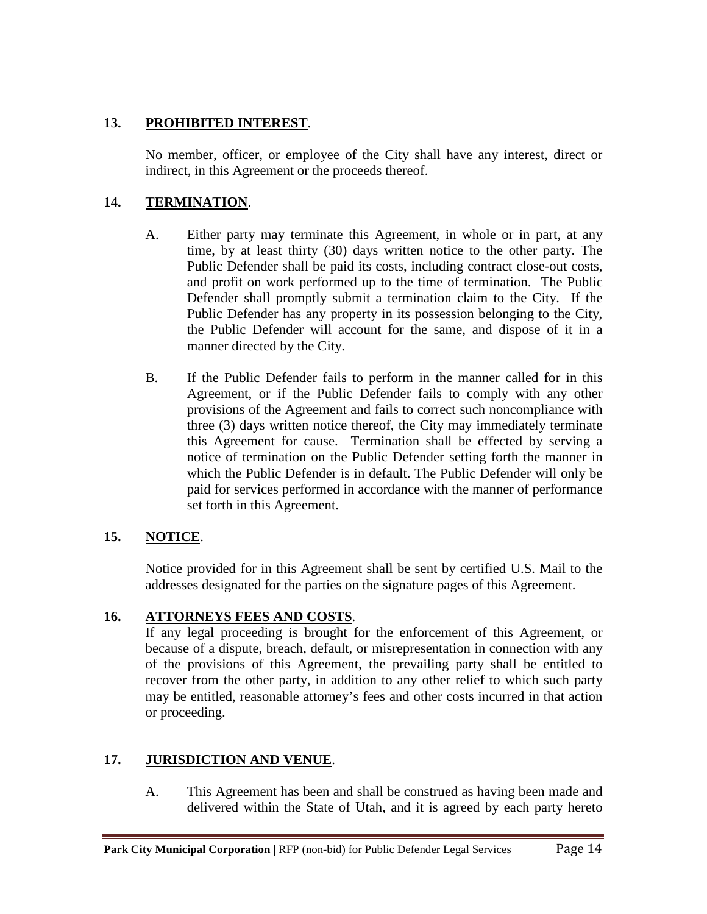## 13. **PROHIBITED INTEREST**.

No member, officer, or employee of the City shall have any interest, direct or indirect, in this Agreement or the proceeds thereof.

## 14. **TERMINATION**.

A. Either party may terminate this Agreement, in whole or in part, at any time, by at least thirty (30) days written notice to the other party. The Public Defender shall be paid its costs, including contract close-out costs, and profit on work performed up to the time of termination. The Public Defender shall promptly submit a termination claim to the City. If the Public Defender has any property in its possession belonging to the City, the Public Defender will account for the same, and dispose of it in a manner directed by the City.

B. If the Public Defender fails to perform in the manner called for in this Agreement, or if the Public Defender fails to comply with any other provisions of the Agreement and fails to correct such noncompliance with three (3) days written notice thereof, the City may immediately terminate this Agreement for cause. Termination shall be effected by serving a notice of termination on the Public Defender setting forth the manner in which the Public Defender is in default. The Public Defender will only be paid for services performed in accordance with the manner of performance set forth in this Agreement.

## 15. **NOTICE**.

Notice provided for in this Agreement shall be sent by certified U.S. Mail to the addresses designated for the parties on the signature pages of this Agreement.

## 16. **ATTORNEYS FEES AND COSTS**.

If any legal proceeding is brought for the enforcement of this Agreement, or because of a dispute, breach, default, or misrepresentation in connection with any of the provisions of this Agreement, the prevailing party shall be entitled to recover from the other party, in addition to any other relief to which such party may be entitled, reasonable attorney's fees and other costs incurred in that action or proceeding.

## 17. **JURISDICTION AND VENUE**.

A. This Agreement has been and shall be construed as having been made and delivered within the State of Utah, and it is agreed by each party hereto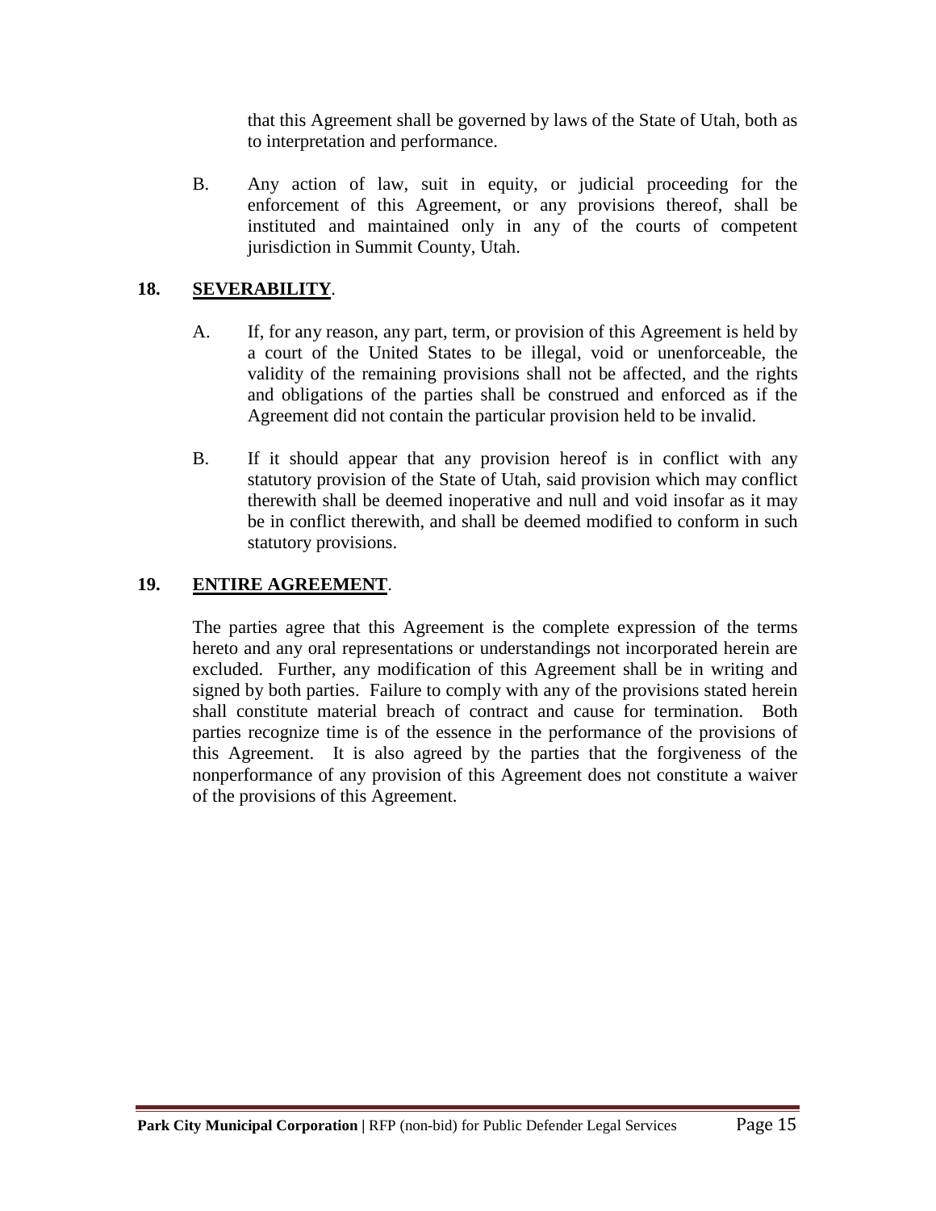that this Agreement shall be governed by laws of the State of Utah, both as to interpretation and performance.

B. Any action of law, suit in equity, or judicial proceeding for the enforcement of this Agreement, or any provisions thereof, shall be instituted and maintained only in any of the courts of competent jurisdiction in Summit County, Utah.

## 18. SEVERABILITY.

A. If, for any reason, any part, term, or provision of this Agreement is held by a court of the United States to be illegal, void or unenforceable, the validity of the remaining provisions shall not be affected, and the rights and obligations of the parties shall be construed and enforced as if the Agreement did not contain the particular provision held to be invalid.

B. If it should appear that any provision hereof is in conflict with any statutory provision of the State of Utah, said provision which may conflict therewith shall be deemed inoperative and null and void insofar as it may be in conflict therewith, and shall be deemed modified to conform in such statutory provisions.

## 19. ENTIRE AGREEMENT.

The parties agree that this Agreement is the complete expression of the terms hereto and any oral representations or understandings not incorporated herein are excluded. Further, any modification of this Agreement shall be in writing and signed by both parties. Failure to comply with any of the provisions stated herein shall constitute material breach of contract and cause for termination. Both parties recognize time is of the essence in the performance of the provisions of this Agreement. It is also agreed by the parties that the forgiveness of the nonperformance of any provision of this Agreement does not constitute a waiver of the provisions of this Agreement.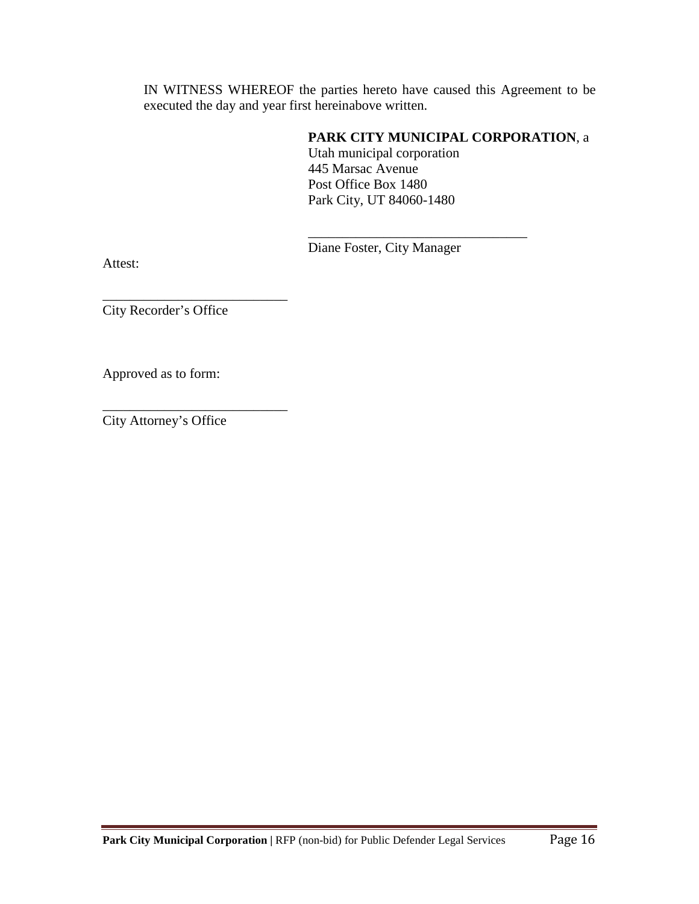IN WITNESS WHEREOF the parties hereto have caused this Agreement to be executed the day and year first hereinabove written.

**PARK CITY MUNICIPAL CORPORATION**, a
Utah municipal corporation
445 Marsac Avenue
Post Office Box 1480
Park City, UT 84060-1480

________________________________
Diane Foster, City Manager

Attest:

___________________________
City Recorder's Office

Approved as to form:

___________________________
City Attorney's Office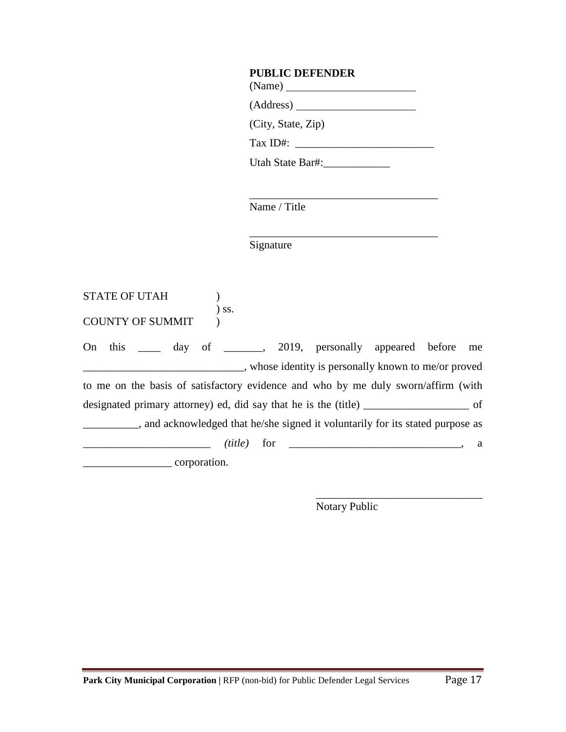**PUBLIC DEFENDER**

(Name) ________________________

(Address) ______________________

(City, State, Zip)

Tax ID#: _________________________

Utah State Bar#:____________

___________________________________

Name / Title

___________________________________

Signature

STATE OF UTAH )
) ss.
COUNTY OF SUMMIT )

On this ____ day of _______, 2019, personally appeared before me _____________________________, whose identity is personally known to me/or proved to me on the basis of satisfactory evidence and who by me duly sworn/affirm (with designated primary attorney) ed, did say that he is the (title) ___________________ of __________, and acknowledged that he/she signed it voluntarily for its stated purpose as _______________________ *(title)* for _______________________________, a ________________ corporation.

______________________________

Notary Public